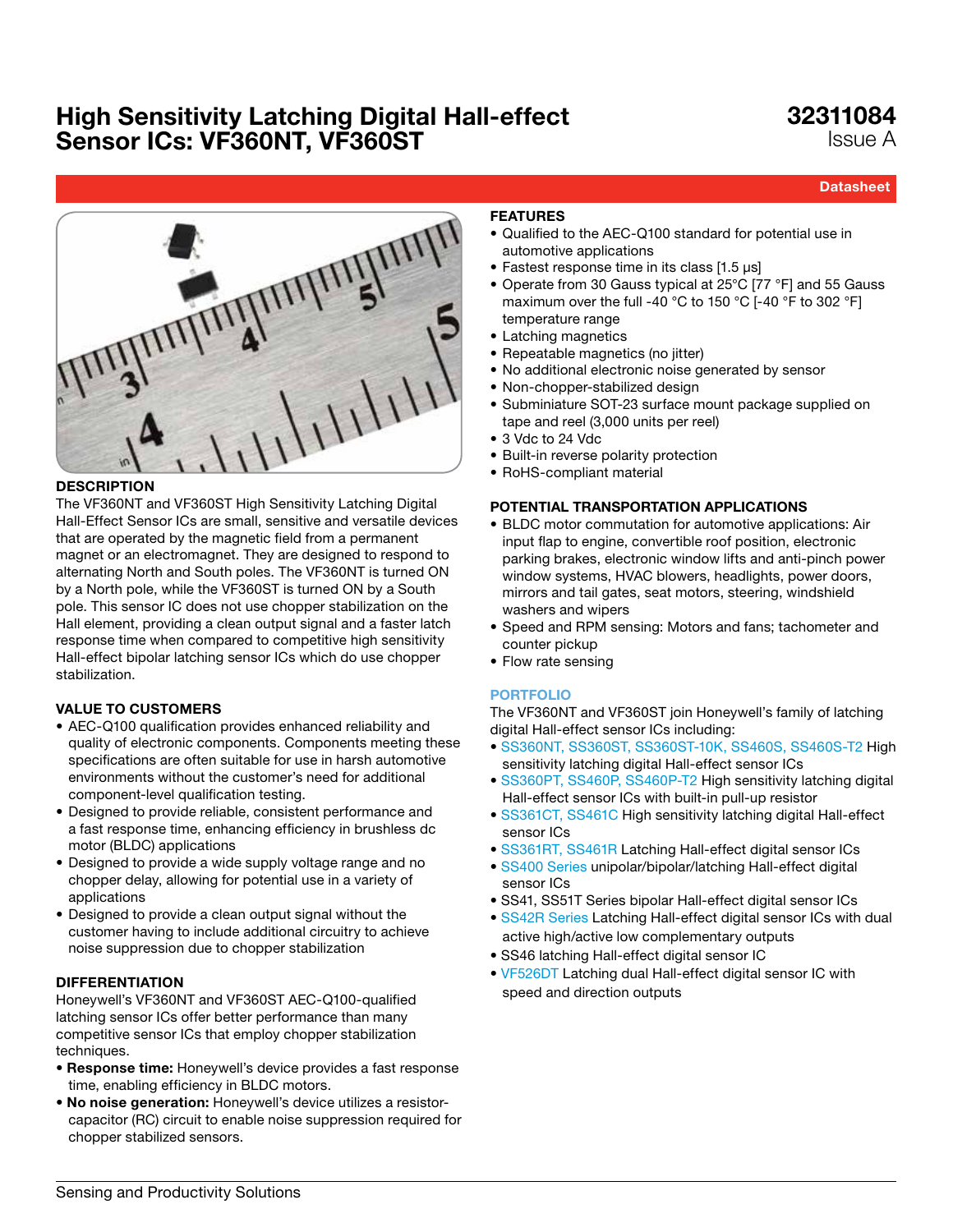# High Sensitivity Latching Digital Hall-effect Sensor ICs: VF360NT, VF360ST

**32311084**
Issue A

**Datasheet**

## DESCRIPTION

The VF360NT and VF360ST High Sensitivity Latching Digital Hall-Effect Sensor ICs are small, sensitive and versatile devices that are operated by the magnetic field from a permanent magnet or an electromagnet. They are designed to respond to alternating North and South poles. The VF360NT is turned ON by a North pole, while the VF360ST is turned ON by a South pole. This sensor IC does not use chopper stabilization on the Hall element, providing a clean output signal and a faster latch response time when compared to competitive high sensitivity Hall-effect bipolar latching sensor ICs which do use chopper stabilization.

## VALUE TO CUSTOMERS

- AEC-Q100 qualification provides enhanced reliability and quality of electronic components. Components meeting these specifications are often suitable for use in harsh automotive environments without the customer's need for additional component-level qualification testing.
- Designed to provide reliable, consistent performance and a fast response time, enhancing efficiency in brushless dc motor (BLDC) applications
- Designed to provide a wide supply voltage range and no chopper delay, allowing for potential use in a variety of applications
- Designed to provide a clean output signal without the customer having to include additional circuitry to achieve noise suppression due to chopper stabilization

## DIFFERENTIATION

Honeywell's VF360NT and VF360ST AEC-Q100-qualified latching sensor ICs offer better performance than many competitive sensor ICs that employ chopper stabilization techniques.

- **Response time:** Honeywell's device provides a fast response time, enabling efficiency in BLDC motors.
- **No noise generation:** Honeywell's device utilizes a resistor-capacitor (RC) circuit to enable noise suppression required for chopper stabilized sensors.

## FEATURES

- Qualified to the AEC-Q100 standard for potential use in automotive applications
- Fastest response time in its class [1.5 µs]
- Operate from 30 Gauss typical at 25°C [77 °F] and 55 Gauss maximum over the full -40 °C to 150 °C [-40 °F to 302 °F] temperature range
- Latching magnetics
- Repeatable magnetics (no jitter)
- No additional electronic noise generated by sensor
- Non-chopper-stabilized design
- Subminiature SOT-23 surface mount package supplied on tape and reel (3,000 units per reel)
- 3 Vdc to 24 Vdc
- Built-in reverse polarity protection
- RoHS-compliant material

## POTENTIAL TRANSPORTATION APPLICATIONS

- BLDC motor commutation for automotive applications: Air input flap to engine, convertible roof position, electronic parking brakes, electronic window lifts and anti-pinch power window systems, HVAC blowers, headlights, power doors, mirrors and tail gates, seat motors, steering, windshield washers and wipers
- Speed and RPM sensing: Motors and fans; tachometer and counter pickup
- Flow rate sensing

## PORTFOLIO

The VF360NT and VF360ST join Honeywell's family of latching digital Hall-effect sensor ICs including:

- SS360NT, SS360ST, SS360ST-10K, SS460S, SS460S-T2 High sensitivity latching digital Hall-effect sensor ICs
- SS360PT, SS460P, SS460P-T2 High sensitivity latching digital Hall-effect sensor ICs with built-in pull-up resistor
- SS361CT, SS461C High sensitivity latching digital Hall-effect sensor ICs
- SS361RT, SS461R Latching Hall-effect digital sensor ICs
- SS400 Series unipolar/bipolar/latching Hall-effect digital sensor ICs
- SS41, SS51T Series bipolar Hall-effect digital sensor ICs
- SS42R Series Latching Hall-effect digital sensor ICs with dual active high/active low complementary outputs
- SS46 latching Hall-effect digital sensor IC
- VF526DT Latching dual Hall-effect digital sensor IC with speed and direction outputs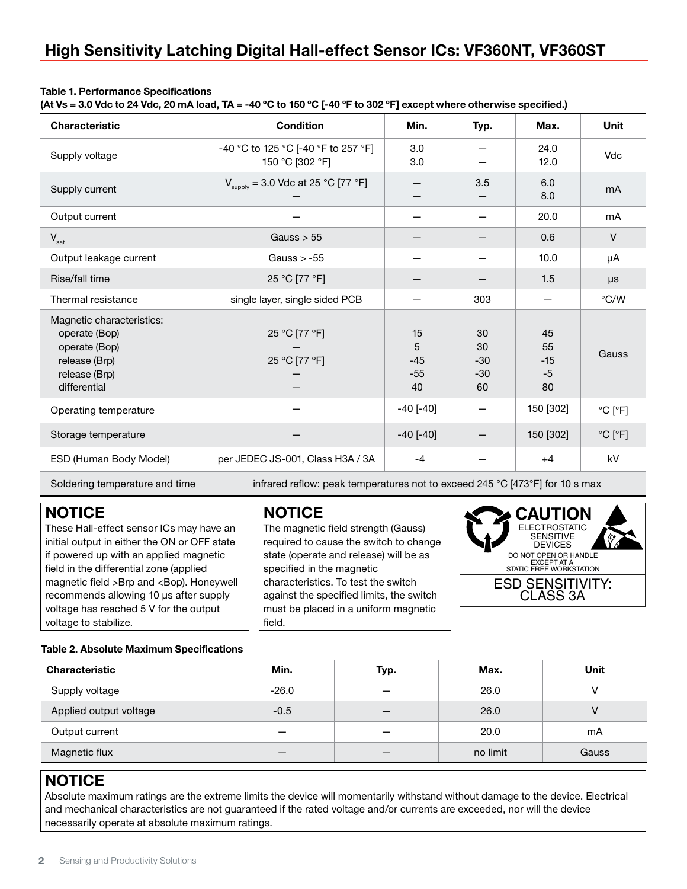## High Sensitivity Latching Digital Hall-effect Sensor ICs: VF360NT, VF360ST

**Table 1. Performance Specifications**
**(At Vs = 3.0 Vdc to 24 Vdc, 20 mA load, TA = -40 °C to 150 °C [-40 °F to 302 °F] except where otherwise specified.)**

| Characteristic | Condition | Min. | Typ. | Max. | Unit |
|---|---|---|---|---|---|
| Supply voltage | -40 °C to 125 °C [-40 °F to 257 °F]<br>150 °C [302 °F] | 3.0<br>3.0 | —<br>— | 24.0<br>12.0 | Vdc |
| Supply current | $V_{supply}$ = 3.0 Vdc at 25 °C [77 °F]<br>— | —<br>— | 3.5<br>— | 6.0<br>8.0 | mA |
| Output current | — | — | — | 20.0 | mA |
| $V_{sat}$ | Gauss > 55 | — | — | 0.6 | V |
| Output leakage current | Gauss > -55 | — | — | 10.0 | µA |
| Rise/fall time | 25 °C [77 °F] | — | — | 1.5 | µs |
| Thermal resistance | single layer, single sided PCB | — | 303 | — | °C/W |
| Magnetic characteristics:<br>operate (Bop)<br>operate (Bop)<br>release (Brp)<br>release (Brp)<br>differential | <br>25 °C [77 °F]<br>—<br>25 °C [77 °F]<br>—<br>— | <br>15<br>5<br>-45<br>-55<br>40 | <br>30<br>30<br>-30<br>-30<br>60 | <br>45<br>55<br>-15<br>-5<br>80 | Gauss |
| Operating temperature | — | -40 [-40] | — | 150 [302] | °C [°F] |
| Storage temperature | — | -40 [-40] | — | 150 [302] | °C [°F] |
| ESD (Human Body Model) | per JEDEC JS-001, Class H3A / 3A | -4 | — | +4 | kV |
| Soldering temperature and time | infrared reflow: peak temperatures not to exceed 245 °C [473°F] for 10 s max | | | | |

**NOTICE**

These Hall-effect sensor ICs may have an initial output in either the ON or OFF state if powered up with an applied magnetic field in the differential zone (applied magnetic field >Brp and <Bop). Honeywell recommends allowing 10 µs after supply voltage has reached 5 V for the output voltage to stabilize.

**NOTICE**

The magnetic field strength (Gauss) required to cause the switch to change state (operate and release) will be as specified in the magnetic characteristics. To test the switch against the specified limits, the switch must be placed in a uniform magnetic field.

**CAUTION**
ELECTROSTATIC SENSITIVE DEVICES
DO NOT OPEN OR HANDLE EXCEPT AT A STATIC FREE WORKSTATION
ESD SENSITIVITY: CLASS 3A

**Table 2. Absolute Maximum Specifications**

| Characteristic | Min. | Typ. | Max. | Unit |
|---|---|---|---|---|
| Supply voltage | -26.0 | — | 26.0 | V |
| Applied output voltage | -0.5 | — | 26.0 | V |
| Output current | — | — | 20.0 | mA |
| Magnetic flux | — | — | no limit | Gauss |

**NOTICE**

Absolute maximum ratings are the extreme limits the device will momentarily withstand without damage to the device. Electrical and mechanical characteristics are not guaranteed if the rated voltage and/or currents are exceeded, nor will the device necessarily operate at absolute maximum ratings.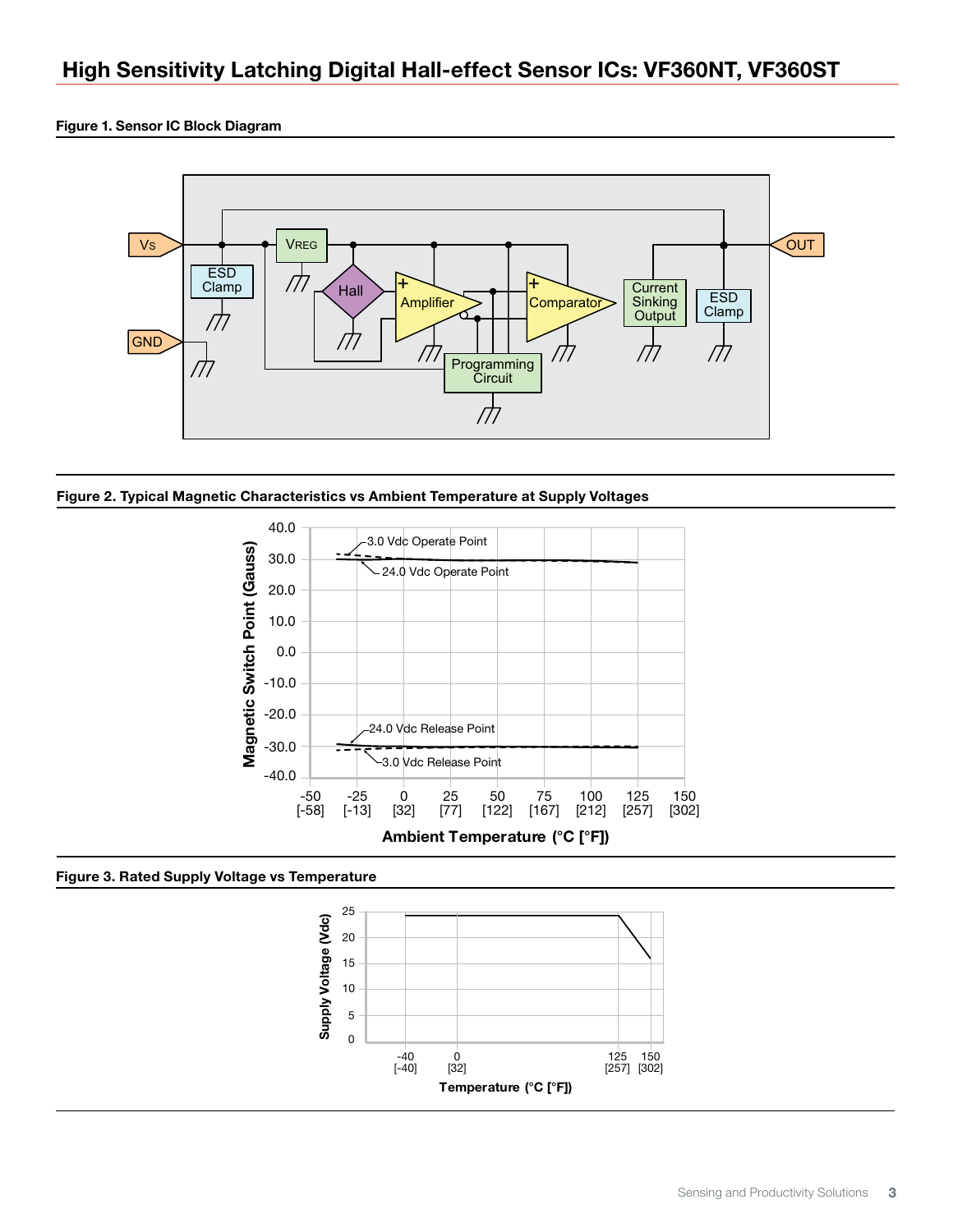# High Sensitivity Latching Digital Hall-effect Sensor ICs: VF360NT, VF360ST

**Figure 1. Sensor IC Block Diagram**

**Figure 2. Typical Magnetic Characteristics vs Ambient Temperature at Supply Voltages**

**Figure 3. Rated Supply Voltage vs Temperature**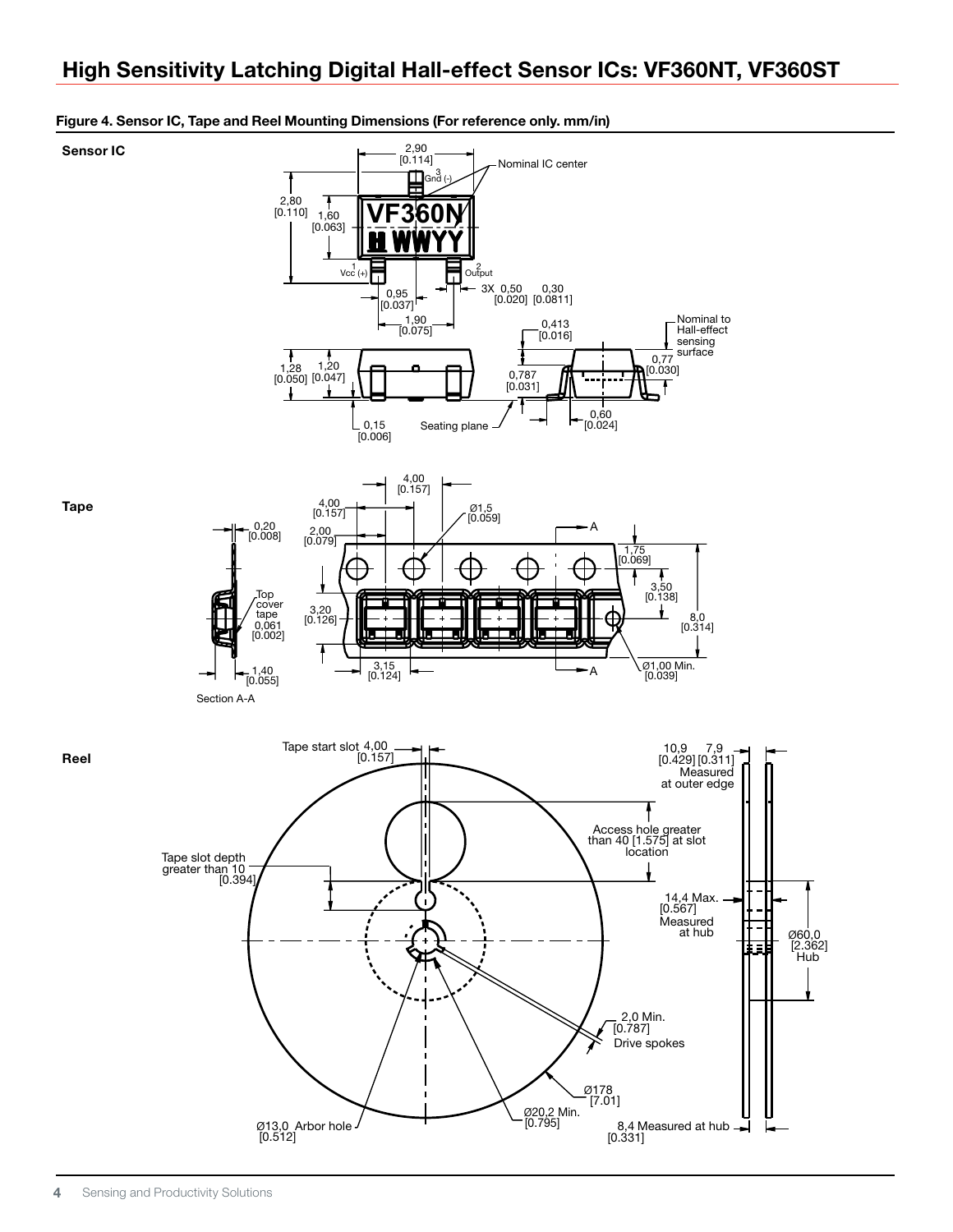**Figure 4. Sensor IC, Tape and Reel Mounting Dimensions (For reference only. mm/in)**

**Sensor IC**

2,90 [0.114]

Nominal IC center

3 Gnd (-)

2,80 [0.110]

1,60 [0.063]

VF360N

WWYY

1 Vcc (+)

2 Output

3X 0,50 [0.020]

0,30 [0.0811]

0,95 [0.037]

1,90 [0.075]

0,413 [0.016]

Nominal to Hall-effect sensing surface

0,77 [0.030]

1,28 [0.050]

1,20 [0.047]

0,787 [0.031]

0,60 [0.024]

0,15 [0.006]

Seating plane

**Tape**

4,00 [0.157]

4,00 [0.157]

Ø1,5 [0.059]

2,00 [0.079]

0,20 [0.008]

A

1,75 [0.069]

3,50 [0.138]

Top cover tape 0,061 [0.002]

3,20 [0.126]

8,0 [0.314]

Ø1,00 Min. [0.039]

3,15 [0.124]

1,40 [0.055]

Section A-A

**Reel**

Tape start slot 4,00 [0.157]

10,9 [0.429]

7,9 [0.311]

Measured at outer edge

Access hole greater than 40 [1.575] at slot location

Tape slot depth greater than 10 [0.394]

14,4 Max. [0.567] Measured at hub

Ø60,0 [2.362] Hub

2,0 Min. [0.787] Drive spokes

Ø178 [7.01]

Ø20,2 Min. [0.795]

Ø13,0 Arbor hole [0.512]

8,4 Measured at hub [0.331]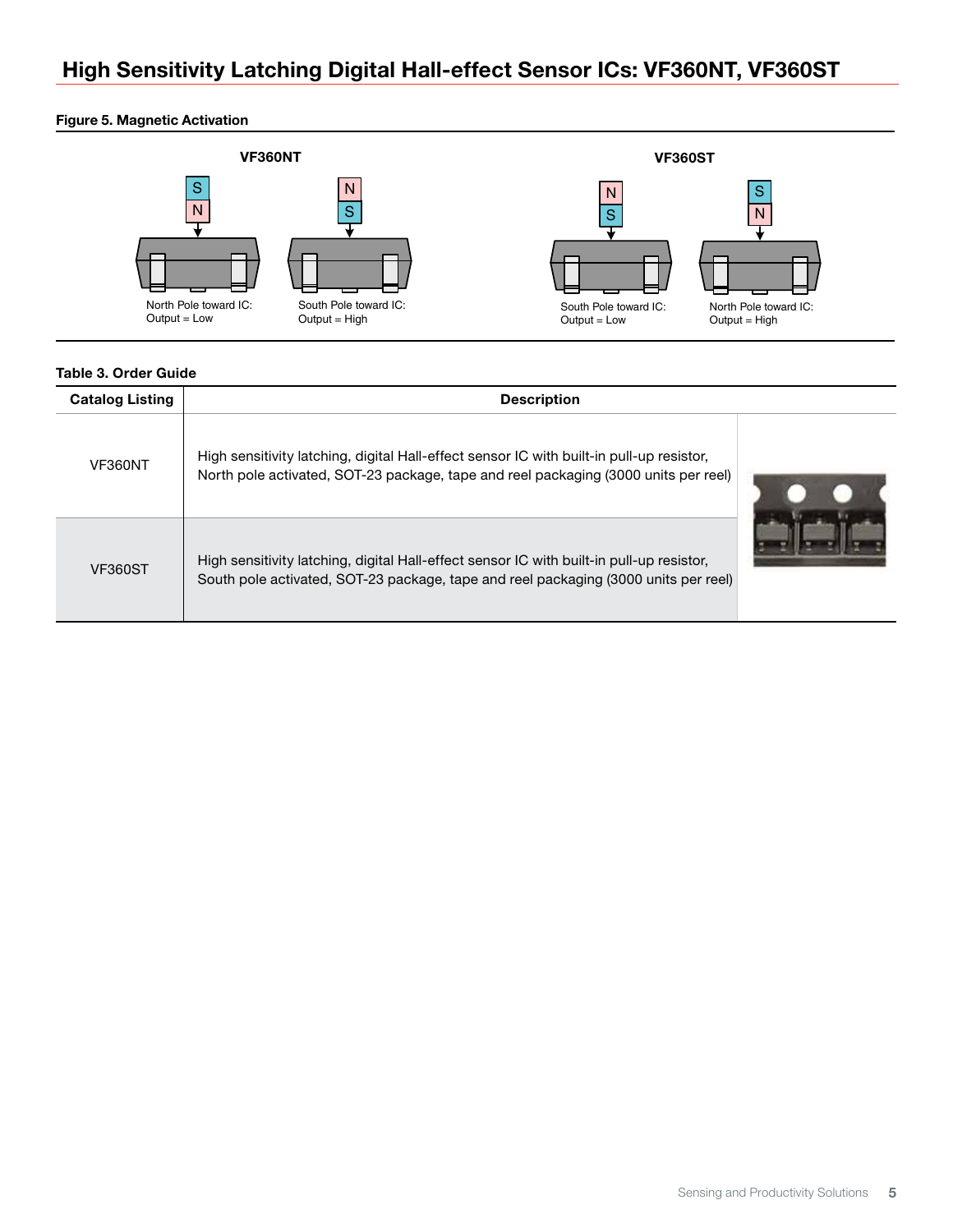# High Sensitivity Latching Digital Hall-effect Sensor ICs: VF360NT, VF360ST

**Figure 5. Magnetic Activation**

**VF360NT**

North Pole toward IC:
Output = Low

South Pole toward IC:
Output = High

**VF360ST**

South Pole toward IC:
Output = Low

North Pole toward IC:
Output = High

**Table 3. Order Guide**

| Catalog Listing | Description |
|---|---|
| VF360NT | High sensitivity latching, digital Hall-effect sensor IC with built-in pull-up resistor, North pole activated, SOT-23 package, tape and reel packaging (3000 units per reel) |
| VF360ST | High sensitivity latching, digital Hall-effect sensor IC with built-in pull-up resistor, South pole activated, SOT-23 package, tape and reel packaging (3000 units per reel) |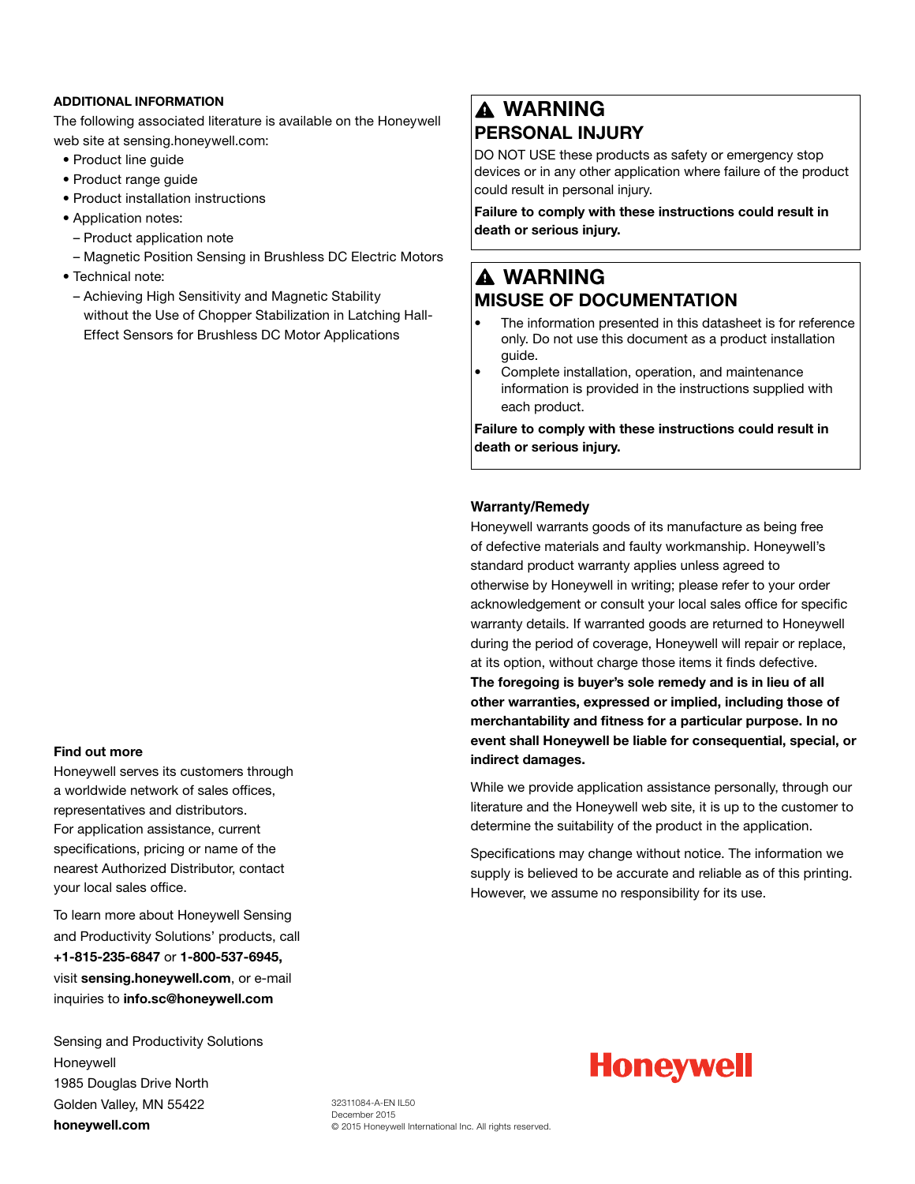**ADDITIONAL INFORMATION**

The following associated literature is available on the Honeywell web site at sensing.honeywell.com:

- Product line guide
- Product range guide
- Product installation instructions
- Application notes:
  - Product application note
  - Magnetic Position Sensing in Brushless DC Electric Motors
- Technical note:
  - Achieving High Sensitivity and Magnetic Stability without the Use of Chopper Stabilization in Latching Hall-Effect Sensors for Brushless DC Motor Applications

## ⚠ WARNING
### PERSONAL INJURY

DO NOT USE these products as safety or emergency stop devices or in any other application where failure of the product could result in personal injury.

**Failure to comply with these instructions could result in death or serious injury.**

## ⚠ WARNING
### MISUSE OF DOCUMENTATION

- The information presented in this datasheet is for reference only. Do not use this document as a product installation guide.
- Complete installation, operation, and maintenance information is provided in the instructions supplied with each product.

**Failure to comply with these instructions could result in death or serious injury.**

**Warranty/Remedy**

Honeywell warrants goods of its manufacture as being free of defective materials and faulty workmanship. Honeywell's standard product warranty applies unless agreed to otherwise by Honeywell in writing; please refer to your order acknowledgement or consult your local sales office for specific warranty details. If warranted goods are returned to Honeywell during the period of coverage, Honeywell will repair or replace, at its option, without charge those items it finds defective. **The foregoing is buyer's sole remedy and is in lieu of all other warranties, expressed or implied, including those of merchantability and fitness for a particular purpose. In no event shall Honeywell be liable for consequential, special, or indirect damages.**

While we provide application assistance personally, through our literature and the Honeywell web site, it is up to the customer to determine the suitability of the product in the application.

Specifications may change without notice. The information we supply is believed to be accurate and reliable as of this printing. However, we assume no responsibility for its use.

**Find out more**

Honeywell serves its customers through a worldwide network of sales offices, representatives and distributors. For application assistance, current specifications, pricing or name of the nearest Authorized Distributor, contact your local sales office.

To learn more about Honeywell Sensing and Productivity Solutions' products, call **+1-815-235-6847** or **1-800-537-6945,** visit **sensing.honeywell.com**, or e-mail inquiries to **info.sc@honeywell.com**

Sensing and Productivity Solutions
Honeywell
1985 Douglas Drive North
Golden Valley, MN 55422
**honeywell.com**

32311084-A-EN IL50
December 2015
© 2015 Honeywell International Inc. All rights reserved.

Honeywell